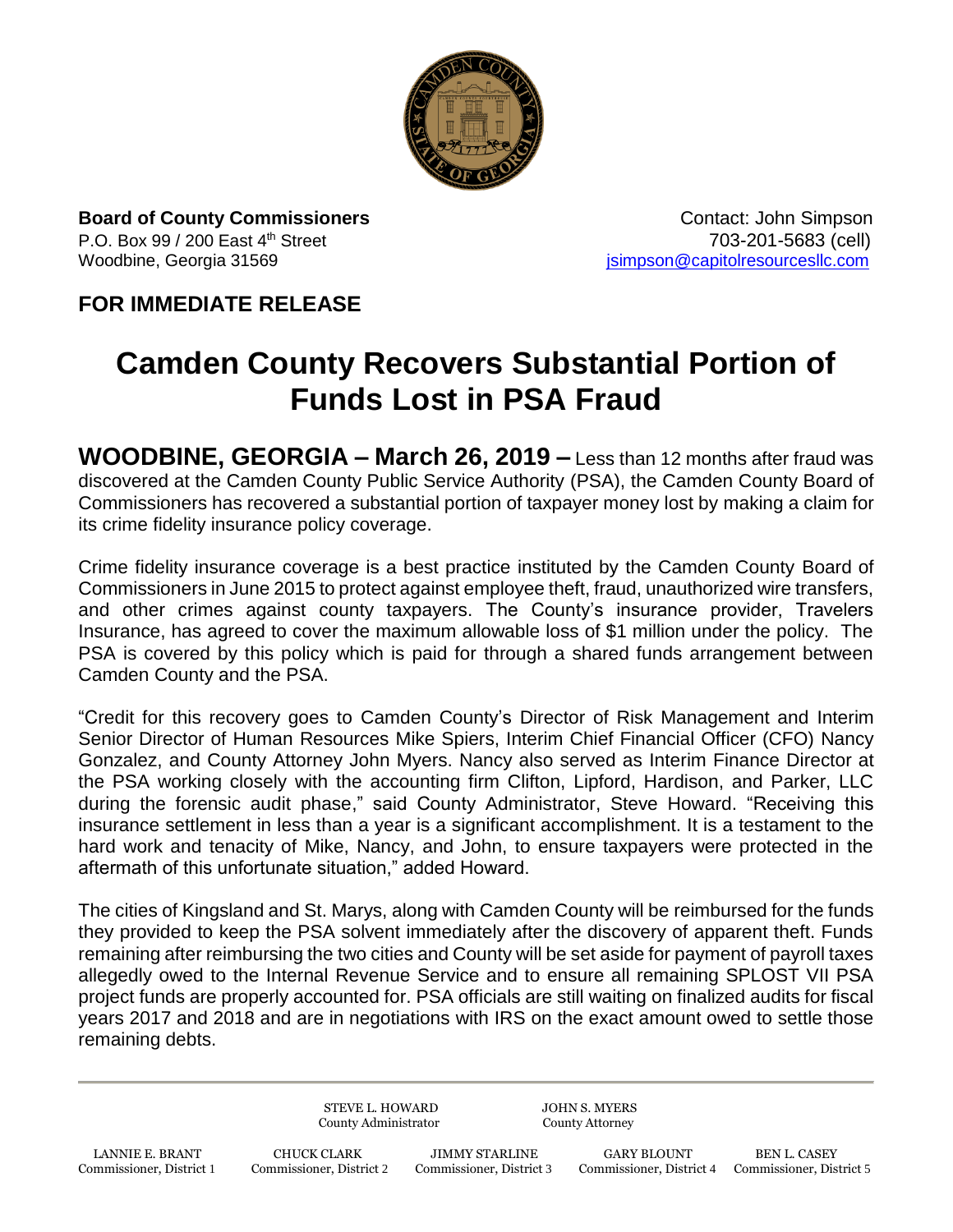**Board of County Commissioners**
P.O. Box 99 / 200 East 4th Street
Woodbine, Georgia 31569

Contact: John Simpson
703-201-5683 (cell)
jsimpson@capitolresourcesllc.com

**FOR IMMEDIATE RELEASE**

# Camden County Recovers Substantial Portion of Funds Lost in PSA Fraud

**WOODBINE, GEORGIA – March 26, 2019 –** Less than 12 months after fraud was discovered at the Camden County Public Service Authority (PSA), the Camden County Board of Commissioners has recovered a substantial portion of taxpayer money lost by making a claim for its crime fidelity insurance policy coverage.

Crime fidelity insurance coverage is a best practice instituted by the Camden County Board of Commissioners in June 2015 to protect against employee theft, fraud, unauthorized wire transfers, and other crimes against county taxpayers. The County's insurance provider, Travelers Insurance, has agreed to cover the maximum allowable loss of $1 million under the policy. The PSA is covered by this policy which is paid for through a shared funds arrangement between Camden County and the PSA.

"Credit for this recovery goes to Camden County's Director of Risk Management and Interim Senior Director of Human Resources Mike Spiers, Interim Chief Financial Officer (CFO) Nancy Gonzalez, and County Attorney John Myers. Nancy also served as Interim Finance Director at the PSA working closely with the accounting firm Clifton, Lipford, Hardison, and Parker, LLC during the forensic audit phase," said County Administrator, Steve Howard. "Receiving this insurance settlement in less than a year is a significant accomplishment. It is a testament to the hard work and tenacity of Mike, Nancy, and John, to ensure taxpayers were protected in the aftermath of this unfortunate situation," added Howard.

The cities of Kingsland and St. Marys, along with Camden County will be reimbursed for the funds they provided to keep the PSA solvent immediately after the discovery of apparent theft. Funds remaining after reimbursing the two cities and County will be set aside for payment of payroll taxes allegedly owed to the Internal Revenue Service and to ensure all remaining SPLOST VII PSA project funds are properly accounted for. PSA officials are still waiting on finalized audits for fiscal years 2017 and 2018 and are in negotiations with IRS on the exact amount owed to settle those remaining debts.

STEVE L. HOWARD, County Administrator
JOHN S. MYERS, County Attorney

LANNIE E. BRANT, Commissioner, District 1
CHUCK CLARK, Commissioner, District 2
JIMMY STARLINE, Commissioner, District 3
GARY BLOUNT, Commissioner, District 4
BEN L. CASEY, Commissioner, District 5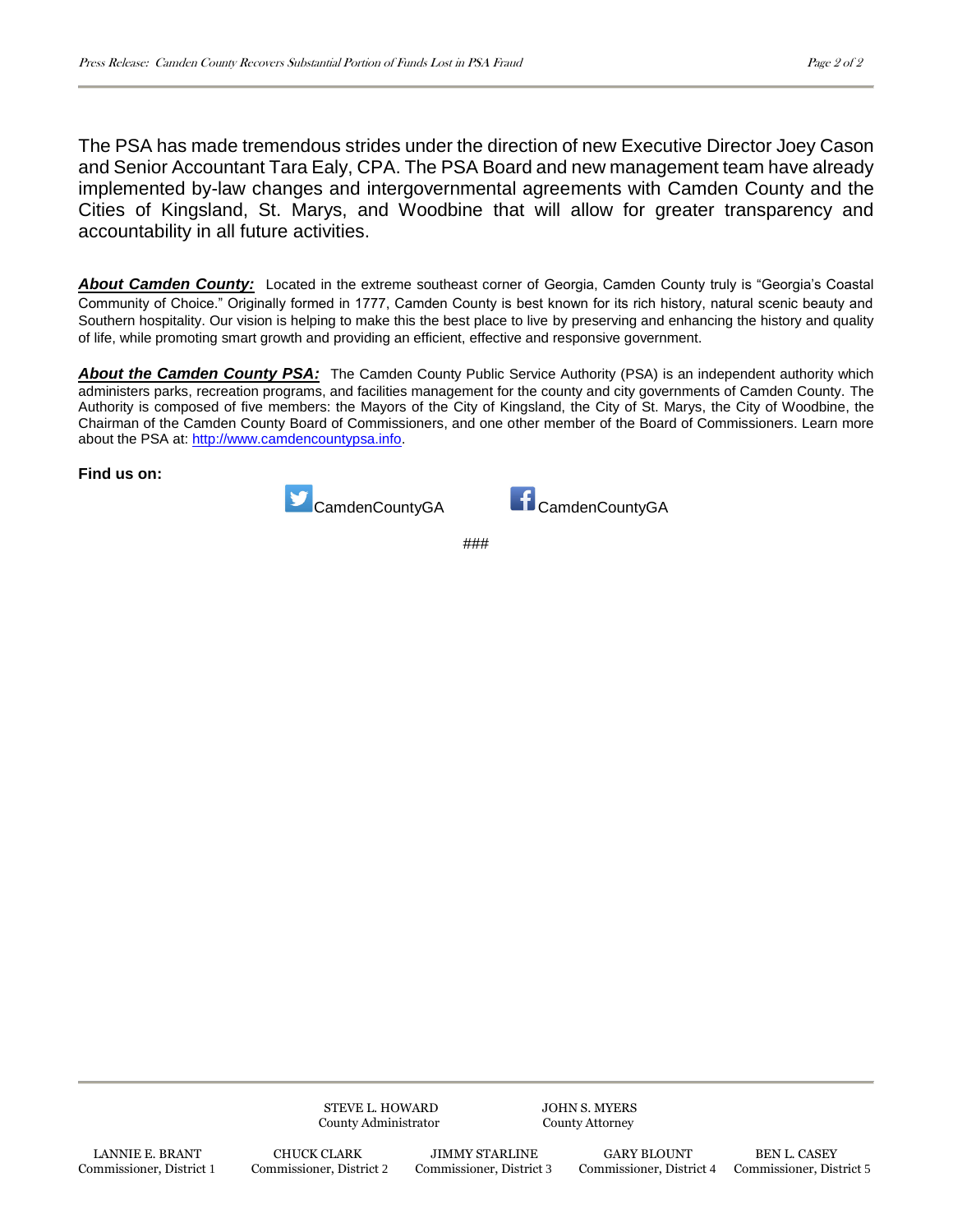The PSA has made tremendous strides under the direction of new Executive Director Joey Cason and Senior Accountant Tara Ealy, CPA. The PSA Board and new management team have already implemented by-law changes and intergovernmental agreements with Camden County and the Cities of Kingsland, St. Marys, and Woodbine that will allow for greater transparency and accountability in all future activities.

***About Camden County:*** Located in the extreme southeast corner of Georgia, Camden County truly is "Georgia's Coastal Community of Choice." Originally formed in 1777, Camden County is best known for its rich history, natural scenic beauty and Southern hospitality. Our vision is helping to make this the best place to live by preserving and enhancing the history and quality of life, while promoting smart growth and providing an efficient, effective and responsive government.

***About the Camden County PSA:*** The Camden County Public Service Authority (PSA) is an independent authority which administers parks, recreation programs, and facilities management for the county and city governments of Camden County. The Authority is composed of five members: the Mayors of the City of Kingsland, the City of St. Marys, the City of Woodbine, the Chairman of the Camden County Board of Commissioners, and one other member of the Board of Commissioners. Learn more about the PSA at: http://www.camdencountypsa.info.

**Find us on:**

CamdenCountyGA CamdenCountyGA

###

STEVE L. HOWARD
County Administrator

JOHN S. MYERS
County Attorney

LANNIE E. BRANT
Commissioner, District 1

CHUCK CLARK
Commissioner, District 2

JIMMY STARLINE
Commissioner, District 3

GARY BLOUNT
Commissioner, District 4

BEN L. CASEY
Commissioner, District 5